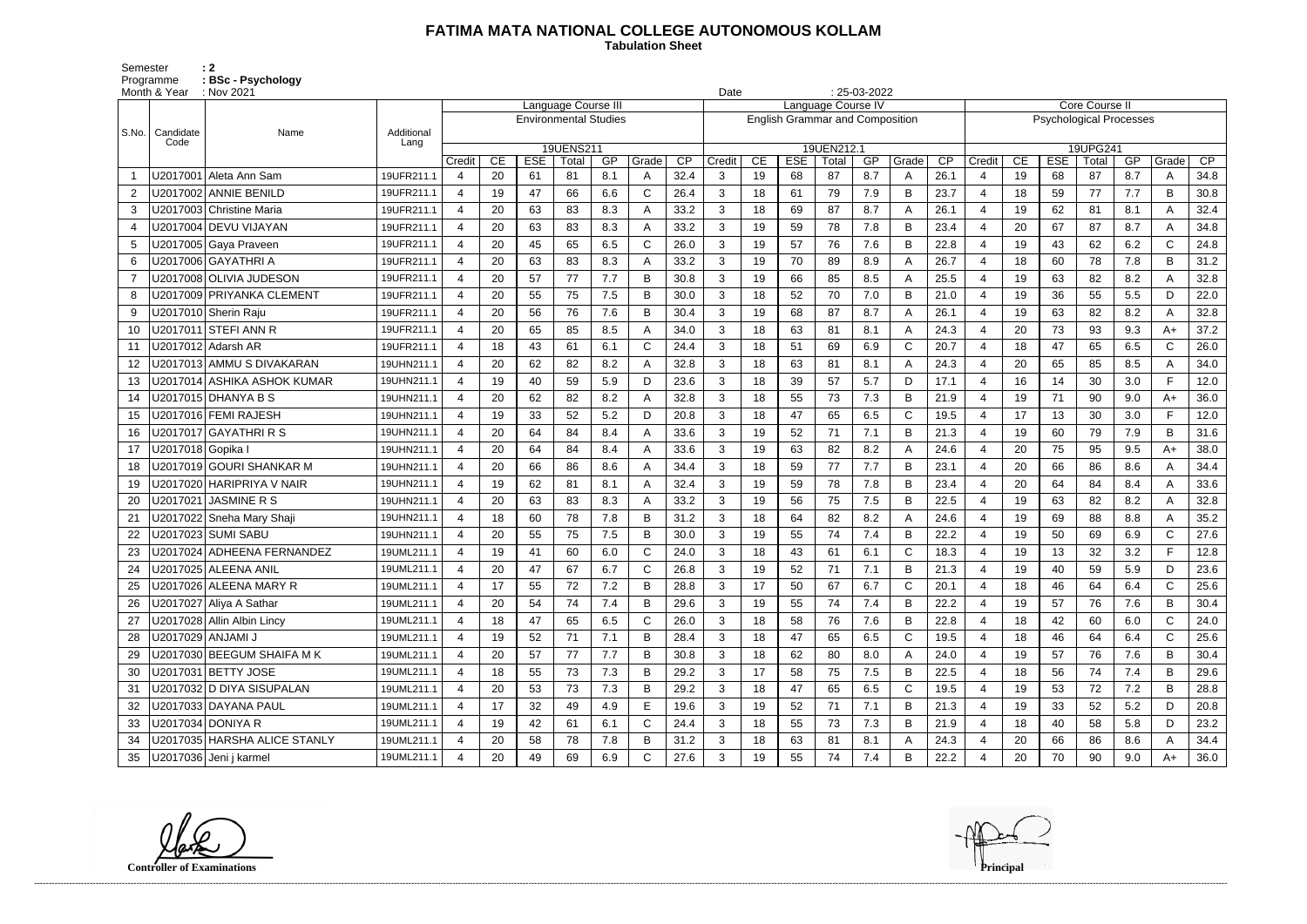# FATIMA MATA NATIONAL COLLEGE AUTONOMOUS KOLLAM

**Tabulation Sheet**

Semester : 2
Programme : BSc - Psychology
Month & Year : Nov 2021
Date : 25-03-2022

| S.No. | Candidate Code | Name | Additional Lang | Language Course III | | | | | | | Language Course IV | | | | | | | Core Course II | | | | | | |
|---|---|---|---|---|---|---|---|---|---|---|---|---|---|---|---|---|---|---|---|---|---|---|---|---|
| | | | | Environmental Studies | | | | | | | English Grammar and Composition | | | | | | | Psychological Processes | | | | | | |
| | | | | 19UENS211 | | | | | | | 19UEN212.1 | | | | | | | 19UPG241 | | | | | | |
| | | | | Credit | CE | ESE | Total | GP | Grade | CP | Credit | CE | ESE | Total | GP | Grade | CP | Credit | CE | ESE | Total | GP | Grade | CP |
| 1 | U2017001 | Aleta Ann Sam | 19UFR211.1 | 4 | 20 | 61 | 81 | 8.1 | A | 32.4 | 3 | 19 | 68 | 87 | 8.7 | A | 26.1 | 4 | 19 | 68 | 87 | 8.7 | A | 34.8 |
| 2 | U2017002 | ANNIE BENILD | 19UFR211.1 | 4 | 19 | 47 | 66 | 6.6 | C | 26.4 | 3 | 18 | 61 | 79 | 7.9 | B | 23.7 | 4 | 18 | 59 | 77 | 7.7 | B | 30.8 |
| 3 | U2017003 | Christine Maria | 19UFR211.1 | 4 | 20 | 63 | 83 | 8.3 | A | 33.2 | 3 | 18 | 69 | 87 | 8.7 | A | 26.1 | 4 | 19 | 62 | 81 | 8.1 | A | 32.4 |
| 4 | U2017004 | DEVU VIJAYAN | 19UFR211.1 | 4 | 20 | 63 | 83 | 8.3 | A | 33.2 | 3 | 19 | 59 | 78 | 7.8 | B | 23.4 | 4 | 20 | 67 | 87 | 8.7 | A | 34.8 |
| 5 | U2017005 | Gaya Praveen | 19UFR211.1 | 4 | 20 | 45 | 65 | 6.5 | C | 26.0 | 3 | 19 | 57 | 76 | 7.6 | B | 22.8 | 4 | 19 | 43 | 62 | 6.2 | C | 24.8 |
| 6 | U2017006 | GAYATHRI A | 19UFR211.1 | 4 | 20 | 63 | 83 | 8.3 | A | 33.2 | 3 | 19 | 70 | 89 | 8.9 | A | 26.7 | 4 | 18 | 60 | 78 | 7.8 | B | 31.2 |
| 7 | U2017008 | OLIVIA JUDESON | 19UFR211.1 | 4 | 20 | 57 | 77 | 7.7 | B | 30.8 | 3 | 19 | 66 | 85 | 8.5 | A | 25.5 | 4 | 19 | 63 | 82 | 8.2 | A | 32.8 |
| 8 | U2017009 | PRIYANKA CLEMENT | 19UFR211.1 | 4 | 20 | 55 | 75 | 7.5 | B | 30.0 | 3 | 18 | 52 | 70 | 7.0 | B | 21.0 | 4 | 19 | 36 | 55 | 5.5 | D | 22.0 |
| 9 | U2017010 | Sherin Raju | 19UFR211.1 | 4 | 20 | 56 | 76 | 7.6 | B | 30.4 | 3 | 19 | 68 | 87 | 8.7 | A | 26.1 | 4 | 19 | 63 | 82 | 8.2 | A | 32.8 |
| 10 | U2017011 | STEFI ANN R | 19UFR211.1 | 4 | 20 | 65 | 85 | 8.5 | A | 34.0 | 3 | 18 | 63 | 81 | 8.1 | A | 24.3 | 4 | 20 | 73 | 93 | 9.3 | A+ | 37.2 |
| 11 | U2017012 | Adarsh AR | 19UFR211.1 | 4 | 18 | 43 | 61 | 6.1 | C | 24.4 | 3 | 18 | 51 | 69 | 6.9 | C | 20.7 | 4 | 18 | 47 | 65 | 6.5 | C | 26.0 |
| 12 | U2017013 | AMMU S DIVAKARAN | 19UHN211.1 | 4 | 20 | 62 | 82 | 8.2 | A | 32.8 | 3 | 18 | 63 | 81 | 8.1 | A | 24.3 | 4 | 20 | 65 | 85 | 8.5 | A | 34.0 |
| 13 | U2017014 | ASHIKA ASHOK KUMAR | 19UHN211.1 | 4 | 19 | 40 | 59 | 5.9 | D | 23.6 | 3 | 18 | 39 | 57 | 5.7 | D | 17.1 | 4 | 16 | 14 | 30 | 3.0 | F | 12.0 |
| 14 | U2017015 | DHANYA B S | 19UHN211.1 | 4 | 20 | 62 | 82 | 8.2 | A | 32.8 | 3 | 18 | 55 | 73 | 7.3 | B | 21.9 | 4 | 19 | 71 | 90 | 9.0 | A+ | 36.0 |
| 15 | U2017016 | FEMI RAJESH | 19UHN211.1 | 4 | 19 | 33 | 52 | 5.2 | D | 20.8 | 3 | 18 | 47 | 65 | 6.5 | C | 19.5 | 4 | 17 | 13 | 30 | 3.0 | F | 12.0 |
| 16 | U2017017 | GAYATHRI R S | 19UHN211.1 | 4 | 20 | 64 | 84 | 8.4 | A | 33.6 | 3 | 19 | 52 | 71 | 7.1 | B | 21.3 | 4 | 19 | 60 | 79 | 7.9 | B | 31.6 |
| 17 | U2017018 | Gopika I | 19UHN211.1 | 4 | 20 | 64 | 84 | 8.4 | A | 33.6 | 3 | 19 | 63 | 82 | 8.2 | A | 24.6 | 4 | 20 | 75 | 95 | 9.5 | A+ | 38.0 |
| 18 | U2017019 | GOURI SHANKAR M | 19UHN211.1 | 4 | 20 | 66 | 86 | 8.6 | A | 34.4 | 3 | 18 | 59 | 77 | 7.7 | B | 23.1 | 4 | 20 | 66 | 86 | 8.6 | A | 34.4 |
| 19 | U2017020 | HARIPRIYA V NAIR | 19UHN211.1 | 4 | 19 | 62 | 81 | 8.1 | A | 32.4 | 3 | 19 | 59 | 78 | 7.8 | B | 23.4 | 4 | 20 | 64 | 84 | 8.4 | A | 33.6 |
| 20 | U2017021 | JASMINE R S | 19UHN211.1 | 4 | 20 | 63 | 83 | 8.3 | A | 33.2 | 3 | 19 | 56 | 75 | 7.5 | B | 22.5 | 4 | 19 | 63 | 82 | 8.2 | A | 32.8 |
| 21 | U2017022 | Sneha Mary Shaji | 19UHN211.1 | 4 | 18 | 60 | 78 | 7.8 | B | 31.2 | 3 | 18 | 64 | 82 | 8.2 | A | 24.6 | 4 | 19 | 69 | 88 | 8.8 | A | 35.2 |
| 22 | U2017023 | SUMI SABU | 19UHN211.1 | 4 | 20 | 55 | 75 | 7.5 | B | 30.0 | 3 | 19 | 55 | 74 | 7.4 | B | 22.2 | 4 | 19 | 50 | 69 | 6.9 | C | 27.6 |
| 23 | U2017024 | ADHEENA FERNANDEZ | 19UML211.1 | 4 | 19 | 41 | 60 | 6.0 | C | 24.0 | 3 | 18 | 43 | 61 | 6.1 | C | 18.3 | 4 | 19 | 13 | 32 | 3.2 | F | 12.8 |
| 24 | U2017025 | ALEENA ANIL | 19UML211.1 | 4 | 20 | 47 | 67 | 6.7 | C | 26.8 | 3 | 19 | 52 | 71 | 7.1 | B | 21.3 | 4 | 19 | 40 | 59 | 5.9 | D | 23.6 |
| 25 | U2017026 | ALEENA MARY R | 19UML211.1 | 4 | 17 | 55 | 72 | 7.2 | B | 28.8 | 3 | 17 | 50 | 67 | 6.7 | C | 20.1 | 4 | 18 | 46 | 64 | 6.4 | C | 25.6 |
| 26 | U2017027 | Aliya A Sathar | 19UML211.1 | 4 | 20 | 54 | 74 | 7.4 | B | 29.6 | 3 | 19 | 55 | 74 | 7.4 | B | 22.2 | 4 | 19 | 57 | 76 | 7.6 | B | 30.4 |
| 27 | U2017028 | Allin Albin Lincy | 19UML211.1 | 4 | 18 | 47 | 65 | 6.5 | C | 26.0 | 3 | 18 | 58 | 76 | 7.6 | B | 22.8 | 4 | 18 | 42 | 60 | 6.0 | C | 24.0 |
| 28 | U2017029 | ANJAMI J | 19UML211.1 | 4 | 19 | 52 | 71 | 7.1 | B | 28.4 | 3 | 18 | 47 | 65 | 6.5 | C | 19.5 | 4 | 18 | 46 | 64 | 6.4 | C | 25.6 |
| 29 | U2017030 | BEEGUM SHAIFA M K | 19UML211.1 | 4 | 20 | 57 | 77 | 7.7 | B | 30.8 | 3 | 18 | 62 | 80 | 8.0 | A | 24.0 | 4 | 19 | 57 | 76 | 7.6 | B | 30.4 |
| 30 | U2017031 | BETTY JOSE | 19UML211.1 | 4 | 18 | 55 | 73 | 7.3 | B | 29.2 | 3 | 17 | 58 | 75 | 7.5 | B | 22.5 | 4 | 18 | 56 | 74 | 7.4 | B | 29.6 |
| 31 | U2017032 | D DIYA SISUPALAN | 19UML211.1 | 4 | 20 | 53 | 73 | 7.3 | B | 29.2 | 3 | 18 | 47 | 65 | 6.5 | C | 19.5 | 4 | 19 | 53 | 72 | 7.2 | B | 28.8 |
| 32 | U2017033 | DAYANA PAUL | 19UML211.1 | 4 | 17 | 32 | 49 | 4.9 | E | 19.6 | 3 | 19 | 52 | 71 | 7.1 | B | 21.3 | 4 | 19 | 33 | 52 | 5.2 | D | 20.8 |
| 33 | U2017034 | DONIYA R | 19UML211.1 | 4 | 19 | 42 | 61 | 6.1 | C | 24.4 | 3 | 18 | 55 | 73 | 7.3 | B | 21.9 | 4 | 18 | 40 | 58 | 5.8 | D | 23.2 |
| 34 | U2017035 | HARSHA ALICE STANLY | 19UML211.1 | 4 | 20 | 58 | 78 | 7.8 | B | 31.2 | 3 | 18 | 63 | 81 | 8.1 | A | 24.3 | 4 | 20 | 66 | 86 | 8.6 | A | 34.4 |
| 35 | U2017036 | Jeni j karmel | 19UML211.1 | 4 | 20 | 49 | 69 | 6.9 | C | 27.6 | 3 | 19 | 55 | 74 | 7.4 | B | 22.2 | 4 | 20 | 70 | 90 | 9.0 | A+ | 36.0 |

**Controller of Examinations** **Principal**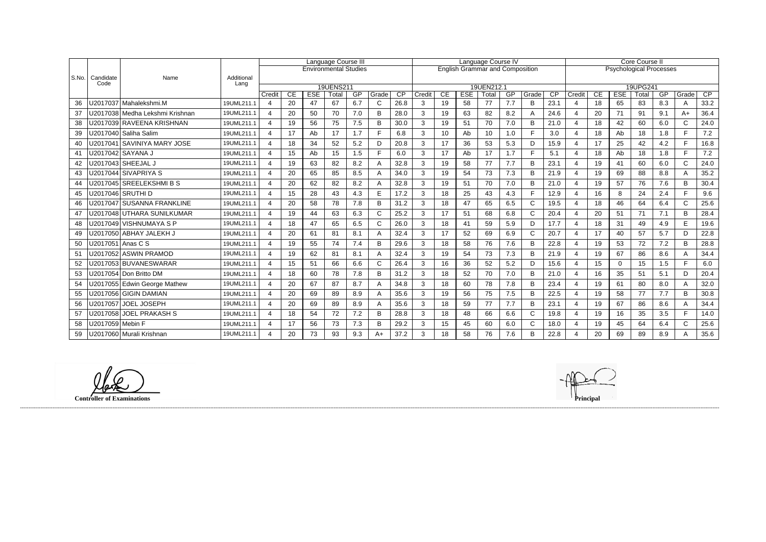| S.No. | Candidate Code | Name | Additional Lang | Language Course III | | | | | | | Language Course IV | | | | | | | Core Course II | | | | | | |
|---|---|---|---|---|---|---|---|---|---|---|---|---|---|---|---|---|---|---|---|---|---|---|---|---|
| | | | | Environmental Studies | | | | | | | English Grammar and Composition | | | | | | | Psychological Processes | | | | | | |
| | | | | 19UENS211 | | | | | | | 19UEN212.1 | | | | | | | 19UPG241 | | | | | | |
| | | | | Credit | CE | ESE | Total | GP | Grade | CP | Credit | CE | ESE | Total | GP | Grade | CP | Credit | CE | ESE | Total | GP | Grade | CP |
| 36 | U2017037 | Mahalekshmi.M | 19UML211.1 | 4 | 20 | 47 | 67 | 6.7 | C | 26.8 | 3 | 19 | 58 | 77 | 7.7 | B | 23.1 | 4 | 18 | 65 | 83 | 8.3 | A | 33.2 |
| 37 | U2017038 | Medha Lekshmi Krishnan | 19UML211.1 | 4 | 20 | 50 | 70 | 7.0 | B | 28.0 | 3 | 19 | 63 | 82 | 8.2 | A | 24.6 | 4 | 20 | 71 | 91 | 9.1 | A+ | 36.4 |
| 38 | U2017039 | RAVEENA KRISHNAN | 19UML211.1 | 4 | 19 | 56 | 75 | 7.5 | B | 30.0 | 3 | 19 | 51 | 70 | 7.0 | B | 21.0 | 4 | 18 | 42 | 60 | 6.0 | C | 24.0 |
| 39 | U2017040 | Saliha Salim | 19UML211.1 | 4 | 17 | Ab | 17 | 1.7 | F | 6.8 | 3 | 10 | Ab | 10 | 1.0 | F | 3.0 | 4 | 18 | Ab | 18 | 1.8 | F | 7.2 |
| 40 | U2017041 | SAVINIYA MARY JOSE | 19UML211.1 | 4 | 18 | 34 | 52 | 5.2 | D | 20.8 | 3 | 17 | 36 | 53 | 5.3 | D | 15.9 | 4 | 17 | 25 | 42 | 4.2 | F | 16.8 |
| 41 | U2017042 | SAYANA J | 19UML211.1 | 4 | 15 | Ab | 15 | 1.5 | F | 6.0 | 3 | 17 | Ab | 17 | 1.7 | F | 5.1 | 4 | 18 | Ab | 18 | 1.8 | F | 7.2 |
| 42 | U2017043 | SHEEJAL J | 19UML211.1 | 4 | 19 | 63 | 82 | 8.2 | A | 32.8 | 3 | 19 | 58 | 77 | 7.7 | B | 23.1 | 4 | 19 | 41 | 60 | 6.0 | C | 24.0 |
| 43 | U2017044 | SIVAPRIYA S | 19UML211.1 | 4 | 20 | 65 | 85 | 8.5 | A | 34.0 | 3 | 19 | 54 | 73 | 7.3 | B | 21.9 | 4 | 19 | 69 | 88 | 8.8 | A | 35.2 |
| 44 | U2017045 | SREELEKSHMI B S | 19UML211.1 | 4 | 20 | 62 | 82 | 8.2 | A | 32.8 | 3 | 19 | 51 | 70 | 7.0 | B | 21.0 | 4 | 19 | 57 | 76 | 7.6 | B | 30.4 |
| 45 | U2017046 | SRUTHI D | 19UML211.1 | 4 | 15 | 28 | 43 | 4.3 | E | 17.2 | 3 | 18 | 25 | 43 | 4.3 | F | 12.9 | 4 | 16 | 8 | 24 | 2.4 | F | 9.6 |
| 46 | U2017047 | SUSANNA FRANKLINE | 19UML211.1 | 4 | 20 | 58 | 78 | 7.8 | B | 31.2 | 3 | 18 | 47 | 65 | 6.5 | C | 19.5 | 4 | 18 | 46 | 64 | 6.4 | C | 25.6 |
| 47 | U2017048 | UTHARA SUNILKUMAR | 19UML211.1 | 4 | 19 | 44 | 63 | 6.3 | C | 25.2 | 3 | 17 | 51 | 68 | 6.8 | C | 20.4 | 4 | 20 | 51 | 71 | 7.1 | B | 28.4 |
| 48 | U2017049 | VISHNUMAYA S P | 19UML211.1 | 4 | 18 | 47 | 65 | 6.5 | C | 26.0 | 3 | 18 | 41 | 59 | 5.9 | D | 17.7 | 4 | 18 | 31 | 49 | 4.9 | E | 19.6 |
| 49 | U2017050 | ABHAY JALEKH J | 19UML211.1 | 4 | 20 | 61 | 81 | 8.1 | A | 32.4 | 3 | 17 | 52 | 69 | 6.9 | C | 20.7 | 4 | 17 | 40 | 57 | 5.7 | D | 22.8 |
| 50 | U2017051 | Anas C S | 19UML211.1 | 4 | 19 | 55 | 74 | 7.4 | B | 29.6 | 3 | 18 | 58 | 76 | 7.6 | B | 22.8 | 4 | 19 | 53 | 72 | 7.2 | B | 28.8 |
| 51 | U2017052 | ASWIN PRAMOD | 19UML211.1 | 4 | 19 | 62 | 81 | 8.1 | A | 32.4 | 3 | 19 | 54 | 73 | 7.3 | B | 21.9 | 4 | 19 | 67 | 86 | 8.6 | A | 34.4 |
| 52 | U2017053 | BUVANESWARAR | 19UML211.1 | 4 | 15 | 51 | 66 | 6.6 | C | 26.4 | 3 | 16 | 36 | 52 | 5.2 | D | 15.6 | 4 | 15 | 0 | 15 | 1.5 | F | 6.0 |
| 53 | U2017054 | Don Britto DM | 19UML211.1 | 4 | 18 | 60 | 78 | 7.8 | B | 31.2 | 3 | 18 | 52 | 70 | 7.0 | B | 21.0 | 4 | 16 | 35 | 51 | 5.1 | D | 20.4 |
| 54 | U2017055 | Edwin George Mathew | 19UML211.1 | 4 | 20 | 67 | 87 | 8.7 | A | 34.8 | 3 | 18 | 60 | 78 | 7.8 | B | 23.4 | 4 | 19 | 61 | 80 | 8.0 | A | 32.0 |
| 55 | U2017056 | GIGIN DAMIAN | 19UML211.1 | 4 | 20 | 69 | 89 | 8.9 | A | 35.6 | 3 | 19 | 56 | 75 | 7.5 | B | 22.5 | 4 | 19 | 58 | 77 | 7.7 | B | 30.8 |
| 56 | U2017057 | JOEL JOSEPH | 19UML211.1 | 4 | 20 | 69 | 89 | 8.9 | A | 35.6 | 3 | 18 | 59 | 77 | 7.7 | B | 23.1 | 4 | 19 | 67 | 86 | 8.6 | A | 34.4 |
| 57 | U2017058 | JOEL PRAKASH S | 19UML211.1 | 4 | 18 | 54 | 72 | 7.2 | B | 28.8 | 3 | 18 | 48 | 66 | 6.6 | C | 19.8 | 4 | 19 | 16 | 35 | 3.5 | F | 14.0 |
| 58 | U2017059 | Mebin F | 19UML211.1 | 4 | 17 | 56 | 73 | 7.3 | B | 29.2 | 3 | 15 | 45 | 60 | 6.0 | C | 18.0 | 4 | 19 | 45 | 64 | 6.4 | C | 25.6 |
| 59 | U2017060 | Murali Krishnan | 19UML211.1 | 4 | 20 | 73 | 93 | 9.3 | A+ | 37.2 | 3 | 18 | 58 | 76 | 7.6 | B | 22.8 | 4 | 20 | 69 | 89 | 8.9 | A | 35.6 |

**Controller of Examinations**

**Principal**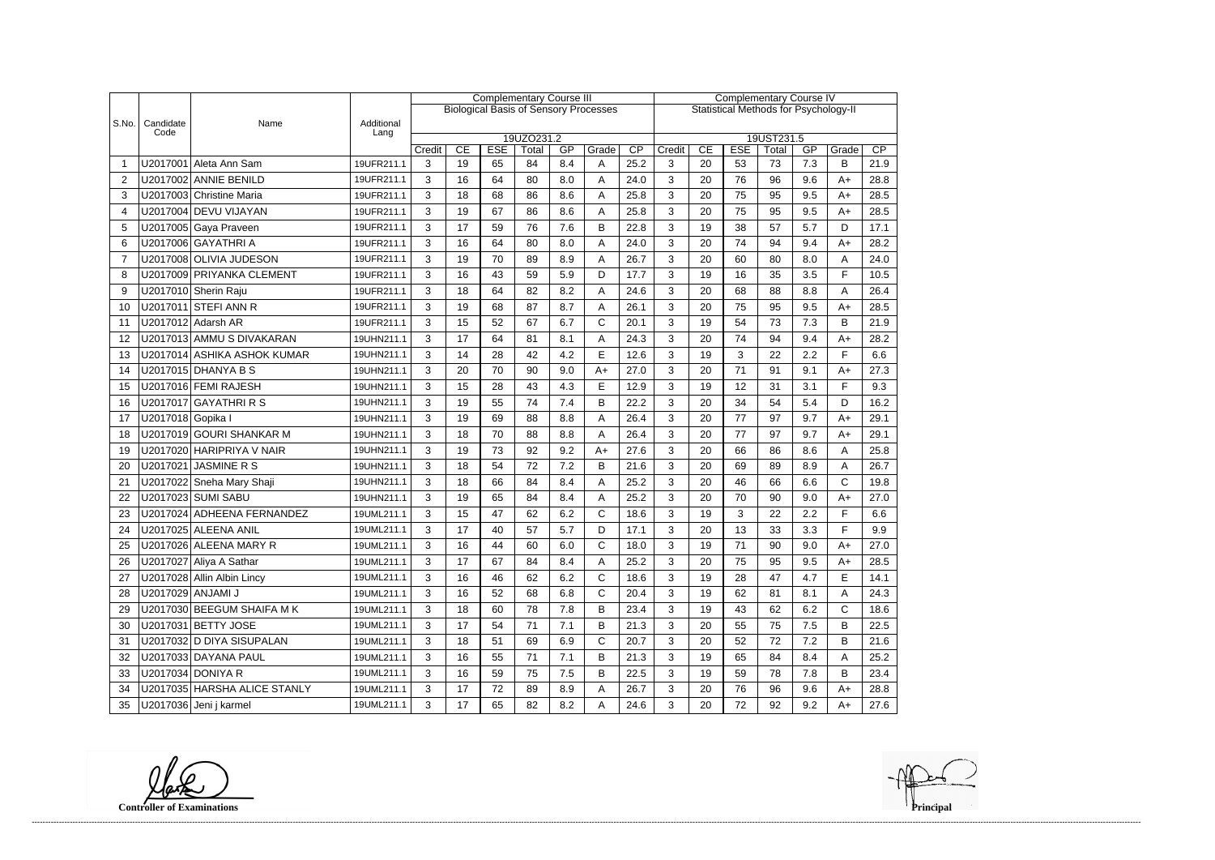| S.No. | Candidate Code | Name | Additional Lang | Complementary Course III | | | | | | | Complementary Course IV | | | | | | |
|---|---|---|---|---|---|---|---|---|---|---|---|---|---|---|---|---|---|
| | | | | Biological Basis of Sensory Processes | | | | | | | Statistical Methods for Psychology-II | | | | | | |
| | | | | 19UZO231.2 | | | | | | | 19UST231.5 | | | | | | |
| | | | | Credit | CE | ESE | Total | GP | Grade | CP | Credit | CE | ESE | Total | GP | Grade | CP |
| 1 | U2017001 | Aleta Ann Sam | 19UFR211.1 | 3 | 19 | 65 | 84 | 8.4 | A | 25.2 | 3 | 20 | 53 | 73 | 7.3 | B | 21.9 |
| 2 | U2017002 | ANNIE BENILD | 19UFR211.1 | 3 | 16 | 64 | 80 | 8.0 | A | 24.0 | 3 | 20 | 76 | 96 | 9.6 | A+ | 28.8 |
| 3 | U2017003 | Christine Maria | 19UFR211.1 | 3 | 18 | 68 | 86 | 8.6 | A | 25.8 | 3 | 20 | 75 | 95 | 9.5 | A+ | 28.5 |
| 4 | U2017004 | DEVU VIJAYAN | 19UFR211.1 | 3 | 19 | 67 | 86 | 8.6 | A | 25.8 | 3 | 20 | 75 | 95 | 9.5 | A+ | 28.5 |
| 5 | U2017005 | Gaya Praveen | 19UFR211.1 | 3 | 17 | 59 | 76 | 7.6 | B | 22.8 | 3 | 19 | 38 | 57 | 5.7 | D | 17.1 |
| 6 | U2017006 | GAYATHRI A | 19UFR211.1 | 3 | 16 | 64 | 80 | 8.0 | A | 24.0 | 3 | 20 | 74 | 94 | 9.4 | A+ | 28.2 |
| 7 | U2017008 | OLIVIA JUDESON | 19UFR211.1 | 3 | 19 | 70 | 89 | 8.9 | A | 26.7 | 3 | 20 | 60 | 80 | 8.0 | A | 24.0 |
| 8 | U2017009 | PRIYANKA CLEMENT | 19UFR211.1 | 3 | 16 | 43 | 59 | 5.9 | D | 17.7 | 3 | 19 | 16 | 35 | 3.5 | F | 10.5 |
| 9 | U2017010 | Sherin Raju | 19UFR211.1 | 3 | 18 | 64 | 82 | 8.2 | A | 24.6 | 3 | 20 | 68 | 88 | 8.8 | A | 26.4 |
| 10 | U2017011 | STEFI ANN R | 19UFR211.1 | 3 | 19 | 68 | 87 | 8.7 | A | 26.1 | 3 | 20 | 75 | 95 | 9.5 | A+ | 28.5 |
| 11 | U2017012 | Adarsh AR | 19UFR211.1 | 3 | 15 | 52 | 67 | 6.7 | C | 20.1 | 3 | 19 | 54 | 73 | 7.3 | B | 21.9 |
| 12 | U2017013 | AMMU S DIVAKARAN | 19UHN211.1 | 3 | 17 | 64 | 81 | 8.1 | A | 24.3 | 3 | 20 | 74 | 94 | 9.4 | A+ | 28.2 |
| 13 | U2017014 | ASHIKA ASHOK KUMAR | 19UHN211.1 | 3 | 14 | 28 | 42 | 4.2 | E | 12.6 | 3 | 19 | 3 | 22 | 2.2 | F | 6.6 |
| 14 | U2017015 | DHANYA B S | 19UHN211.1 | 3 | 20 | 70 | 90 | 9.0 | A+ | 27.0 | 3 | 20 | 71 | 91 | 9.1 | A+ | 27.3 |
| 15 | U2017016 | FEMI RAJESH | 19UHN211.1 | 3 | 15 | 28 | 43 | 4.3 | E | 12.9 | 3 | 19 | 12 | 31 | 3.1 | F | 9.3 |
| 16 | U2017017 | GAYATHRI R S | 19UHN211.1 | 3 | 19 | 55 | 74 | 7.4 | B | 22.2 | 3 | 20 | 34 | 54 | 5.4 | D | 16.2 |
| 17 | U2017018 | Gopika I | 19UHN211.1 | 3 | 19 | 69 | 88 | 8.8 | A | 26.4 | 3 | 20 | 77 | 97 | 9.7 | A+ | 29.1 |
| 18 | U2017019 | GOURI SHANKAR M | 19UHN211.1 | 3 | 18 | 70 | 88 | 8.8 | A | 26.4 | 3 | 20 | 77 | 97 | 9.7 | A+ | 29.1 |
| 19 | U2017020 | HARIPRIYA V NAIR | 19UHN211.1 | 3 | 19 | 73 | 92 | 9.2 | A+ | 27.6 | 3 | 20 | 66 | 86 | 8.6 | A | 25.8 |
| 20 | U2017021 | JASMINE R S | 19UHN211.1 | 3 | 18 | 54 | 72 | 7.2 | B | 21.6 | 3 | 20 | 69 | 89 | 8.9 | A | 26.7 |
| 21 | U2017022 | Sneha Mary Shaji | 19UHN211.1 | 3 | 18 | 66 | 84 | 8.4 | A | 25.2 | 3 | 20 | 46 | 66 | 6.6 | C | 19.8 |
| 22 | U2017023 | SUMI SABU | 19UHN211.1 | 3 | 19 | 65 | 84 | 8.4 | A | 25.2 | 3 | 20 | 70 | 90 | 9.0 | A+ | 27.0 |
| 23 | U2017024 | ADHEENA FERNANDEZ | 19UML211.1 | 3 | 15 | 47 | 62 | 6.2 | C | 18.6 | 3 | 19 | 3 | 22 | 2.2 | F | 6.6 |
| 24 | U2017025 | ALEENA ANIL | 19UML211.1 | 3 | 17 | 40 | 57 | 5.7 | D | 17.1 | 3 | 20 | 13 | 33 | 3.3 | F | 9.9 |
| 25 | U2017026 | ALEENA MARY R | 19UML211.1 | 3 | 16 | 44 | 60 | 6.0 | C | 18.0 | 3 | 19 | 71 | 90 | 9.0 | A+ | 27.0 |
| 26 | U2017027 | Aliya A Sathar | 19UML211.1 | 3 | 17 | 67 | 84 | 8.4 | A | 25.2 | 3 | 20 | 75 | 95 | 9.5 | A+ | 28.5 |
| 27 | U2017028 | Allin Albin Lincy | 19UML211.1 | 3 | 16 | 46 | 62 | 6.2 | C | 18.6 | 3 | 19 | 28 | 47 | 4.7 | E | 14.1 |
| 28 | U2017029 | ANJAMI J | 19UML211.1 | 3 | 16 | 52 | 68 | 6.8 | C | 20.4 | 3 | 19 | 62 | 81 | 8.1 | A | 24.3 |
| 29 | U2017030 | BEEGUM SHAIFA M K | 19UML211.1 | 3 | 18 | 60 | 78 | 7.8 | B | 23.4 | 3 | 19 | 43 | 62 | 6.2 | C | 18.6 |
| 30 | U2017031 | BETTY JOSE | 19UML211.1 | 3 | 17 | 54 | 71 | 7.1 | B | 21.3 | 3 | 20 | 55 | 75 | 7.5 | B | 22.5 |
| 31 | U2017032 | D DIYA SISUPALAN | 19UML211.1 | 3 | 18 | 51 | 69 | 6.9 | C | 20.7 | 3 | 20 | 52 | 72 | 7.2 | B | 21.6 |
| 32 | U2017033 | DAYANA PAUL | 19UML211.1 | 3 | 16 | 55 | 71 | 7.1 | B | 21.3 | 3 | 19 | 65 | 84 | 8.4 | A | 25.2 |
| 33 | U2017034 | DONIYA R | 19UML211.1 | 3 | 16 | 59 | 75 | 7.5 | B | 22.5 | 3 | 19 | 59 | 78 | 7.8 | B | 23.4 |
| 34 | U2017035 | HARSHA ALICE STANLY | 19UML211.1 | 3 | 17 | 72 | 89 | 8.9 | A | 26.7 | 3 | 20 | 76 | 96 | 9.6 | A+ | 28.8 |
| 35 | U2017036 | Jeni j karmel | 19UML211.1 | 3 | 17 | 65 | 82 | 8.2 | A | 24.6 | 3 | 20 | 72 | 92 | 9.2 | A+ | 27.6 |

**Controller of Examinations** **Principal**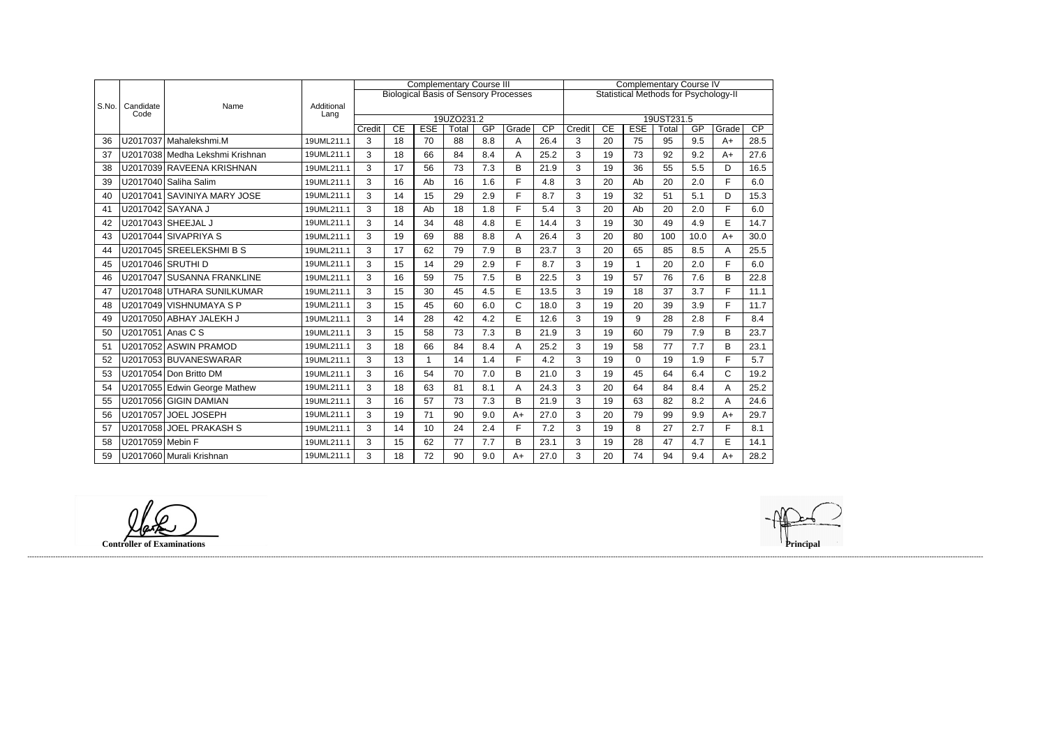| S.No. | Candidate Code | Name | Additional Lang | Complementary Course III | | | | | | | Complementary Course IV | | | | | | |
|---|---|---|---|---|---|---|---|---|---|---|---|---|---|---|---|---|---|
| | | | | Biological Basis of Sensory Processes | | | | | | | Statistical Methods for Psychology-II | | | | | | |
| | | | | 19UZO231.2 | | | | | | | 19UST231.5 | | | | | | |
| | | | | Credit | CE | ESE | Total | GP | Grade | CP | Credit | CE | ESE | Total | GP | Grade | CP |
| 36 | U2017037 | Mahalekshmi.M | 19UML211.1 | 3 | 18 | 70 | 88 | 8.8 | A | 26.4 | 3 | 20 | 75 | 95 | 9.5 | A+ | 28.5 |
| 37 | U2017038 | Medha Lekshmi Krishnan | 19UML211.1 | 3 | 18 | 66 | 84 | 8.4 | A | 25.2 | 3 | 19 | 73 | 92 | 9.2 | A+ | 27.6 |
| 38 | U2017039 | RAVEENA KRISHNAN | 19UML211.1 | 3 | 17 | 56 | 73 | 7.3 | B | 21.9 | 3 | 19 | 36 | 55 | 5.5 | D | 16.5 |
| 39 | U2017040 | Saliha Salim | 19UML211.1 | 3 | 16 | Ab | 16 | 1.6 | F | 4.8 | 3 | 20 | Ab | 20 | 2.0 | F | 6.0 |
| 40 | U2017041 | SAVINIYA MARY JOSE | 19UML211.1 | 3 | 14 | 15 | 29 | 2.9 | F | 8.7 | 3 | 19 | 32 | 51 | 5.1 | D | 15.3 |
| 41 | U2017042 | SAYANA J | 19UML211.1 | 3 | 18 | Ab | 18 | 1.8 | F | 5.4 | 3 | 20 | Ab | 20 | 2.0 | F | 6.0 |
| 42 | U2017043 | SHEEJAL J | 19UML211.1 | 3 | 14 | 34 | 48 | 4.8 | E | 14.4 | 3 | 19 | 30 | 49 | 4.9 | E | 14.7 |
| 43 | U2017044 | SIVAPRIYA S | 19UML211.1 | 3 | 19 | 69 | 88 | 8.8 | A | 26.4 | 3 | 20 | 80 | 100 | 10.0 | A+ | 30.0 |
| 44 | U2017045 | SREELEKSHMI B S | 19UML211.1 | 3 | 17 | 62 | 79 | 7.9 | B | 23.7 | 3 | 20 | 65 | 85 | 8.5 | A | 25.5 |
| 45 | U2017046 | SRUTHI D | 19UML211.1 | 3 | 15 | 14 | 29 | 2.9 | F | 8.7 | 3 | 19 | 1 | 20 | 2.0 | F | 6.0 |
| 46 | U2017047 | SUSANNA FRANKLINE | 19UML211.1 | 3 | 16 | 59 | 75 | 7.5 | B | 22.5 | 3 | 19 | 57 | 76 | 7.6 | B | 22.8 |
| 47 | U2017048 | UTHARA SUNILKUMAR | 19UML211.1 | 3 | 15 | 30 | 45 | 4.5 | E | 13.5 | 3 | 19 | 18 | 37 | 3.7 | F | 11.1 |
| 48 | U2017049 | VISHNUMAYA S P | 19UML211.1 | 3 | 15 | 45 | 60 | 6.0 | C | 18.0 | 3 | 19 | 20 | 39 | 3.9 | F | 11.7 |
| 49 | U2017050 | ABHAY JALEKH J | 19UML211.1 | 3 | 14 | 28 | 42 | 4.2 | E | 12.6 | 3 | 19 | 9 | 28 | 2.8 | F | 8.4 |
| 50 | U2017051 | Anas C S | 19UML211.1 | 3 | 15 | 58 | 73 | 7.3 | B | 21.9 | 3 | 19 | 60 | 79 | 7.9 | B | 23.7 |
| 51 | U2017052 | ASWIN PRAMOD | 19UML211.1 | 3 | 18 | 66 | 84 | 8.4 | A | 25.2 | 3 | 19 | 58 | 77 | 7.7 | B | 23.1 |
| 52 | U2017053 | BUVANESWARAR | 19UML211.1 | 3 | 13 | 1 | 14 | 1.4 | F | 4.2 | 3 | 19 | 0 | 19 | 1.9 | F | 5.7 |
| 53 | U2017054 | Don Britto DM | 19UML211.1 | 3 | 16 | 54 | 70 | 7.0 | B | 21.0 | 3 | 19 | 45 | 64 | 6.4 | C | 19.2 |
| 54 | U2017055 | Edwin George Mathew | 19UML211.1 | 3 | 18 | 63 | 81 | 8.1 | A | 24.3 | 3 | 20 | 64 | 84 | 8.4 | A | 25.2 |
| 55 | U2017056 | GIGIN DAMIAN | 19UML211.1 | 3 | 16 | 57 | 73 | 7.3 | B | 21.9 | 3 | 19 | 63 | 82 | 8.2 | A | 24.6 |
| 56 | U2017057 | JOEL JOSEPH | 19UML211.1 | 3 | 19 | 71 | 90 | 9.0 | A+ | 27.0 | 3 | 20 | 79 | 99 | 9.9 | A+ | 29.7 |
| 57 | U2017058 | JOEL PRAKASH S | 19UML211.1 | 3 | 14 | 10 | 24 | 2.4 | F | 7.2 | 3 | 19 | 8 | 27 | 2.7 | F | 8.1 |
| 58 | U2017059 | Mebin F | 19UML211.1 | 3 | 15 | 62 | 77 | 7.7 | B | 23.1 | 3 | 19 | 28 | 47 | 4.7 | E | 14.1 |
| 59 | U2017060 | Murali Krishnan | 19UML211.1 | 3 | 18 | 72 | 90 | 9.0 | A+ | 27.0 | 3 | 20 | 74 | 94 | 9.4 | A+ | 28.2 |

**Controller of Examinations**

**Principal**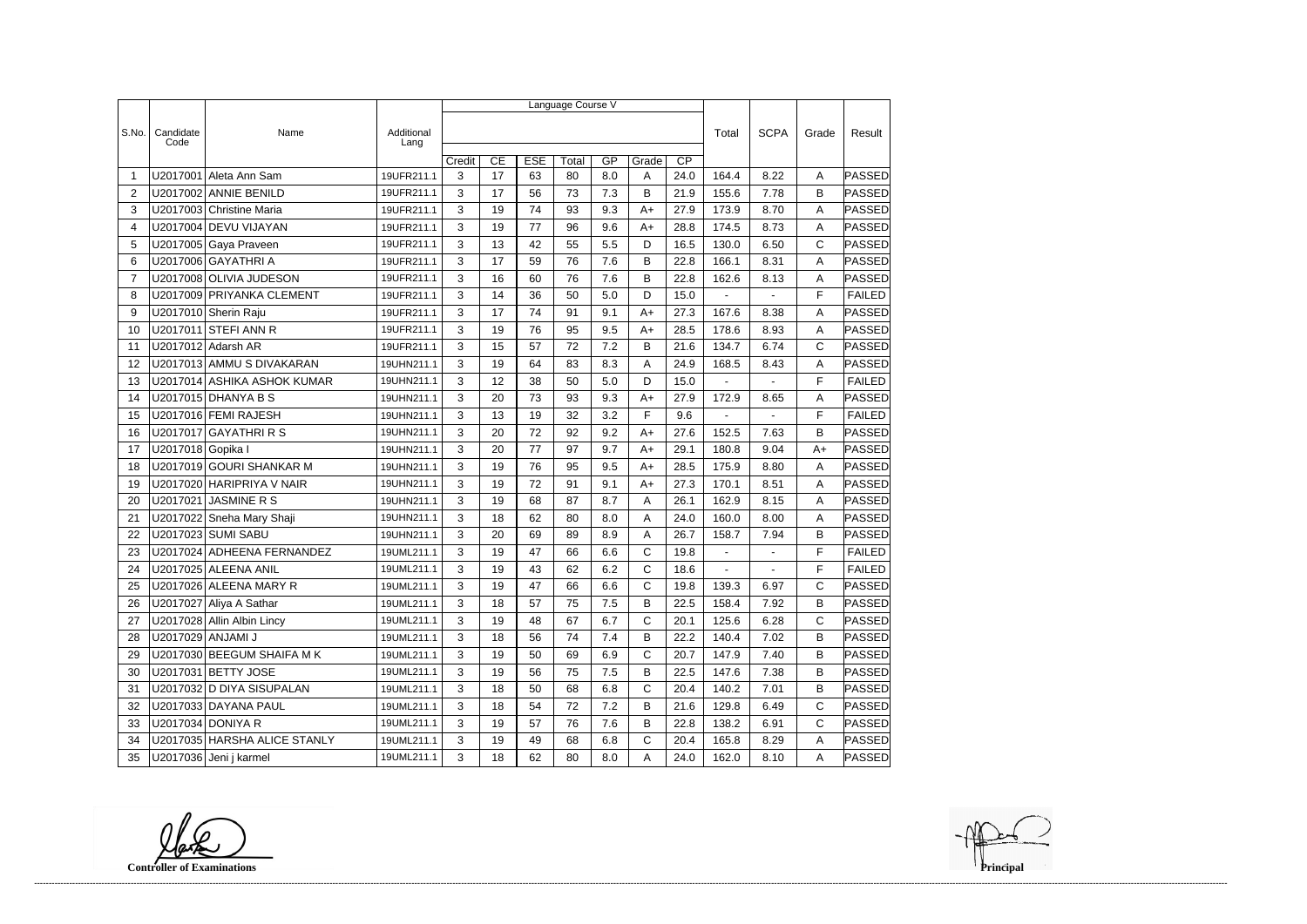| S.No. | Candidate Code | Name | Additional Lang | Language Course V | | | | | | | | Total | SCPA | Grade | Result |
|---|---|---|---|---|---|---|---|---|---|---|---|---|---|---|---|
| | | | | Credit | CE | ESE | Total | GP | Grade | CP | | | | | |
| 1 | U2017001 | Aleta Ann Sam | 19UFR211.1 | 3 | 17 | 63 | 80 | 8.0 | A | 24.0 | | 164.4 | 8.22 | A | PASSED |
| 2 | U2017002 | ANNIE BENILD | 19UFR211.1 | 3 | 17 | 56 | 73 | 7.3 | B | 21.9 | | 155.6 | 7.78 | B | PASSED |
| 3 | U2017003 | Christine Maria | 19UFR211.1 | 3 | 19 | 74 | 93 | 9.3 | A+ | 27.9 | | 173.9 | 8.70 | A | PASSED |
| 4 | U2017004 | DEVU VIJAYAN | 19UFR211.1 | 3 | 19 | 77 | 96 | 9.6 | A+ | 28.8 | | 174.5 | 8.73 | A | PASSED |
| 5 | U2017005 | Gaya Praveen | 19UFR211.1 | 3 | 13 | 42 | 55 | 5.5 | D | 16.5 | | 130.0 | 6.50 | C | PASSED |
| 6 | U2017006 | GAYATHRI A | 19UFR211.1 | 3 | 17 | 59 | 76 | 7.6 | B | 22.8 | | 166.1 | 8.31 | A | PASSED |
| 7 | U2017008 | OLIVIA JUDESON | 19UFR211.1 | 3 | 16 | 60 | 76 | 7.6 | B | 22.8 | | 162.6 | 8.13 | A | PASSED |
| 8 | U2017009 | PRIYANKA CLEMENT | 19UFR211.1 | 3 | 14 | 36 | 50 | 5.0 | D | 15.0 | | - | - | F | FAILED |
| 9 | U2017010 | Sherin Raju | 19UFR211.1 | 3 | 17 | 74 | 91 | 9.1 | A+ | 27.3 | | 167.6 | 8.38 | A | PASSED |
| 10 | U2017011 | STEFI ANN R | 19UFR211.1 | 3 | 19 | 76 | 95 | 9.5 | A+ | 28.5 | | 178.6 | 8.93 | A | PASSED |
| 11 | U2017012 | Adarsh AR | 19UFR211.1 | 3 | 15 | 57 | 72 | 7.2 | B | 21.6 | | 134.7 | 6.74 | C | PASSED |
| 12 | U2017013 | AMMU S DIVAKARAN | 19UHN211.1 | 3 | 19 | 64 | 83 | 8.3 | A | 24.9 | | 168.5 | 8.43 | A | PASSED |
| 13 | U2017014 | ASHIKA ASHOK KUMAR | 19UHN211.1 | 3 | 12 | 38 | 50 | 5.0 | D | 15.0 | | - | - | F | FAILED |
| 14 | U2017015 | DHANYA B S | 19UHN211.1 | 3 | 20 | 73 | 93 | 9.3 | A+ | 27.9 | | 172.9 | 8.65 | A | PASSED |
| 15 | U2017016 | FEMI RAJESH | 19UHN211.1 | 3 | 13 | 19 | 32 | 3.2 | F | 9.6 | | - | - | F | FAILED |
| 16 | U2017017 | GAYATHRI R S | 19UHN211.1 | 3 | 20 | 72 | 92 | 9.2 | A+ | 27.6 | | 152.5 | 7.63 | B | PASSED |
| 17 | U2017018 | Gopika I | 19UHN211.1 | 3 | 20 | 77 | 97 | 9.7 | A+ | 29.1 | | 180.8 | 9.04 | A+ | PASSED |
| 18 | U2017019 | GOURI SHANKAR M | 19UHN211.1 | 3 | 19 | 76 | 95 | 9.5 | A+ | 28.5 | | 175.9 | 8.80 | A | PASSED |
| 19 | U2017020 | HARIPRIYA V NAIR | 19UHN211.1 | 3 | 19 | 72 | 91 | 9.1 | A+ | 27.3 | | 170.1 | 8.51 | A | PASSED |
| 20 | U2017021 | JASMINE R S | 19UHN211.1 | 3 | 19 | 68 | 87 | 8.7 | A | 26.1 | | 162.9 | 8.15 | A | PASSED |
| 21 | U2017022 | Sneha Mary Shaji | 19UHN211.1 | 3 | 18 | 62 | 80 | 8.0 | A | 24.0 | | 160.0 | 8.00 | A | PASSED |
| 22 | U2017023 | SUMI SABU | 19UHN211.1 | 3 | 20 | 69 | 89 | 8.9 | A | 26.7 | | 158.7 | 7.94 | B | PASSED |
| 23 | U2017024 | ADHEENA FERNANDEZ | 19UML211.1 | 3 | 19 | 47 | 66 | 6.6 | C | 19.8 | | - | - | F | FAILED |
| 24 | U2017025 | ALEENA ANIL | 19UML211.1 | 3 | 19 | 43 | 62 | 6.2 | C | 18.6 | | - | - | F | FAILED |
| 25 | U2017026 | ALEENA MARY R | 19UML211.1 | 3 | 19 | 47 | 66 | 6.6 | C | 19.8 | | 139.3 | 6.97 | C | PASSED |
| 26 | U2017027 | Aliya A Sathar | 19UML211.1 | 3 | 18 | 57 | 75 | 7.5 | B | 22.5 | | 158.4 | 7.92 | B | PASSED |
| 27 | U2017028 | Allin Albin Lincy | 19UML211.1 | 3 | 19 | 48 | 67 | 6.7 | C | 20.1 | | 125.6 | 6.28 | C | PASSED |
| 28 | U2017029 | ANJAMI J | 19UML211.1 | 3 | 18 | 56 | 74 | 7.4 | B | 22.2 | | 140.4 | 7.02 | B | PASSED |
| 29 | U2017030 | BEEGUM SHAIFA M K | 19UML211.1 | 3 | 19 | 50 | 69 | 6.9 | C | 20.7 | | 147.9 | 7.40 | B | PASSED |
| 30 | U2017031 | BETTY JOSE | 19UML211.1 | 3 | 19 | 56 | 75 | 7.5 | B | 22.5 | | 147.6 | 7.38 | B | PASSED |
| 31 | U2017032 | D DIYA SISUPALAN | 19UML211.1 | 3 | 18 | 50 | 68 | 6.8 | C | 20.4 | | 140.2 | 7.01 | B | PASSED |
| 32 | U2017033 | DAYANA PAUL | 19UML211.1 | 3 | 18 | 54 | 72 | 7.2 | B | 21.6 | | 129.8 | 6.49 | C | PASSED |
| 33 | U2017034 | DONIYA R | 19UML211.1 | 3 | 19 | 57 | 76 | 7.6 | B | 22.8 | | 138.2 | 6.91 | C | PASSED |
| 34 | U2017035 | HARSHA ALICE STANLY | 19UML211.1 | 3 | 19 | 49 | 68 | 6.8 | C | 20.4 | | 165.8 | 8.29 | A | PASSED |
| 35 | U2017036 | Jeni j karmel | 19UML211.1 | 3 | 18 | 62 | 80 | 8.0 | A | 24.0 | | 162.0 | 8.10 | A | PASSED |

**Controller of Examinations** **Principal**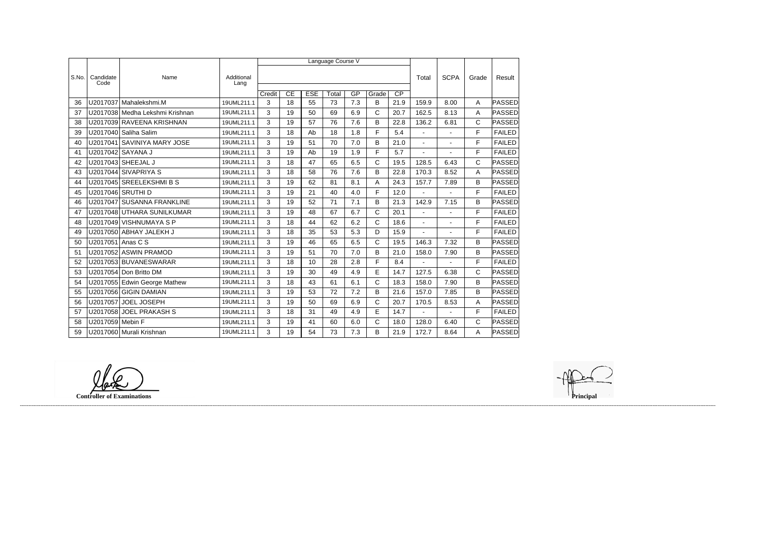| S.No. | Candidate Code | Name | Additional Lang | Language Course V | | | | | | | Total | SCPA | Grade | Result |
|---|---|---|---|---|---|---|---|---|---|---|---|---|---|---|
| | | | | Credit | CE | ESE | Total | GP | Grade | CP | | | | |
| 36 | U2017037 | Mahalekshmi.M | 19UML211.1 | 3 | 18 | 55 | 73 | 7.3 | B | 21.9 | 159.9 | 8.00 | A | PASSED |
| 37 | U2017038 | Medha Lekshmi Krishnan | 19UML211.1 | 3 | 19 | 50 | 69 | 6.9 | C | 20.7 | 162.5 | 8.13 | A | PASSED |
| 38 | U2017039 | RAVEENA KRISHNAN | 19UML211.1 | 3 | 19 | 57 | 76 | 7.6 | B | 22.8 | 136.2 | 6.81 | C | PASSED |
| 39 | U2017040 | Saliha Salim | 19UML211.1 | 3 | 18 | Ab | 18 | 1.8 | F | 5.4 | - | - | F | FAILED |
| 40 | U2017041 | SAVINIYA MARY JOSE | 19UML211.1 | 3 | 19 | 51 | 70 | 7.0 | B | 21.0 | - | - | F | FAILED |
| 41 | U2017042 | SAYANA J | 19UML211.1 | 3 | 19 | Ab | 19 | 1.9 | F | 5.7 | - | - | F | FAILED |
| 42 | U2017043 | SHEEJAL J | 19UML211.1 | 3 | 18 | 47 | 65 | 6.5 | C | 19.5 | 128.5 | 6.43 | C | PASSED |
| 43 | U2017044 | SIVAPRIYA S | 19UML211.1 | 3 | 18 | 58 | 76 | 7.6 | B | 22.8 | 170.3 | 8.52 | A | PASSED |
| 44 | U2017045 | SREELEKSHMI B S | 19UML211.1 | 3 | 19 | 62 | 81 | 8.1 | A | 24.3 | 157.7 | 7.89 | B | PASSED |
| 45 | U2017046 | SRUTHI D | 19UML211.1 | 3 | 19 | 21 | 40 | 4.0 | F | 12.0 | - | - | F | FAILED |
| 46 | U2017047 | SUSANNA FRANKLINE | 19UML211.1 | 3 | 19 | 52 | 71 | 7.1 | B | 21.3 | 142.9 | 7.15 | B | PASSED |
| 47 | U2017048 | UTHARA SUNILKUMAR | 19UML211.1 | 3 | 19 | 48 | 67 | 6.7 | C | 20.1 | - | - | F | FAILED |
| 48 | U2017049 | VISHNUMAYA S P | 19UML211.1 | 3 | 18 | 44 | 62 | 6.2 | C | 18.6 | - | - | F | FAILED |
| 49 | U2017050 | ABHAY JALEKH J | 19UML211.1 | 3 | 18 | 35 | 53 | 5.3 | D | 15.9 | - | - | F | FAILED |
| 50 | U2017051 | Anas C S | 19UML211.1 | 3 | 19 | 46 | 65 | 6.5 | C | 19.5 | 146.3 | 7.32 | B | PASSED |
| 51 | U2017052 | ASWIN PRAMOD | 19UML211.1 | 3 | 19 | 51 | 70 | 7.0 | B | 21.0 | 158.0 | 7.90 | B | PASSED |
| 52 | U2017053 | BUVANESWARAR | 19UML211.1 | 3 | 18 | 10 | 28 | 2.8 | F | 8.4 | - | - | F | FAILED |
| 53 | U2017054 | Don Britto DM | 19UML211.1 | 3 | 19 | 30 | 49 | 4.9 | E | 14.7 | 127.5 | 6.38 | C | PASSED |
| 54 | U2017055 | Edwin George Mathew | 19UML211.1 | 3 | 18 | 43 | 61 | 6.1 | C | 18.3 | 158.0 | 7.90 | B | PASSED |
| 55 | U2017056 | GIGIN DAMIAN | 19UML211.1 | 3 | 19 | 53 | 72 | 7.2 | B | 21.6 | 157.0 | 7.85 | B | PASSED |
| 56 | U2017057 | JOEL JOSEPH | 19UML211.1 | 3 | 19 | 50 | 69 | 6.9 | C | 20.7 | 170.5 | 8.53 | A | PASSED |
| 57 | U2017058 | JOEL PRAKASH S | 19UML211.1 | 3 | 18 | 31 | 49 | 4.9 | E | 14.7 | - | - | F | FAILED |
| 58 | U2017059 | Mebin F | 19UML211.1 | 3 | 19 | 41 | 60 | 6.0 | C | 18.0 | 128.0 | 6.40 | C | PASSED |
| 59 | U2017060 | Murali Krishnan | 19UML211.1 | 3 | 19 | 54 | 73 | 7.3 | B | 21.9 | 172.7 | 8.64 | A | PASSED |

**Controller of Examinations**

**Principal**